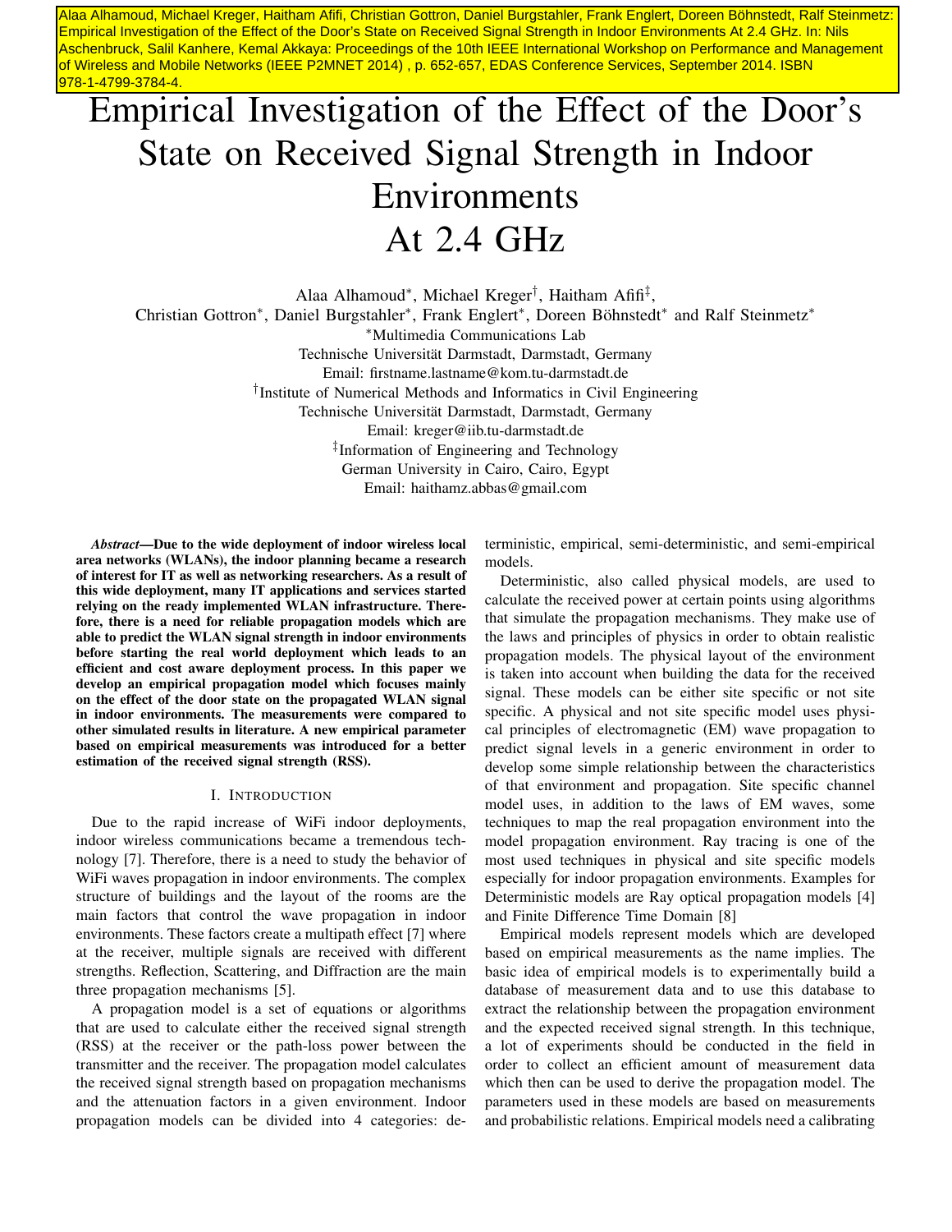Alaa Alhamoud, Michael Kreger, Haitham Afifi, Christian Gottron, Daniel Burgstahler, Frank Englert, Doreen Böhnstedt, Ralf Steinmetz: Empirical Investigation of the Effect of the Door's State on Received Signal Strength in Indoor Environments At 2.4 GHz. In: Nils Aschenbruck, Salil Kanhere, Kemal Akkaya: Proceedings of the 10th IEEE International Workshop on Performance and Management of Wireless and Mobile Networks (IEEE P2MNET 2014) , p. 652-657, EDAS Conference Services, September 2014. ISBN 978-1-4799-3784-4.

# Empirical Investigation of the Effect of the Door's State on Received Signal Strength in Indoor Environments At 2.4 GHz

Alaa Alhamoud[*], Michael Kreger[†], Haitham Afifi[‡],
Christian Gottron[*], Daniel Burgstahler[*], Frank Englert[*], Doreen Böhnstedt[*] and Ralf Steinmetz[*]

[*]Multimedia Communications Lab
Technische Universität Darmstadt, Darmstadt, Germany
Email: firstname.lastname@kom.tu-darmstadt.de

[†]Institute of Numerical Methods and Informatics in Civil Engineering
Technische Universität Darmstadt, Darmstadt, Germany
Email: kreger@iib.tu-darmstadt.de

[‡]Information of Engineering and Technology
German University in Cairo, Cairo, Egypt
Email: haithamz.abbas@gmail.com

***Abstract*—Due to the wide deployment of indoor wireless local area networks (WLANs), the indoor planning became a research of interest for IT as well as networking researchers. As a result of this wide deployment, many IT applications and services started relying on the ready implemented WLAN infrastructure. Therefore, there is a need for reliable propagation models which are able to predict the WLAN signal strength in indoor environments before starting the real world deployment which leads to an efficient and cost aware deployment process. In this paper we develop an empirical propagation model which focuses mainly on the effect of the door state on the propagated WLAN signal in indoor environments. The measurements were compared to other simulated results in literature. A new empirical parameter based on empirical measurements was introduced for a better estimation of the received signal strength (RSS).**

## I. Introduction

Due to the rapid increase of WiFi indoor deployments, indoor wireless communications became a tremendous technology [7]. Therefore, there is a need to study the behavior of WiFi waves propagation in indoor environments. The complex structure of buildings and the layout of the rooms are the main factors that control the wave propagation in indoor environments. These factors create a multipath effect [7] where at the receiver, multiple signals are received with different strengths. Reflection, Scattering, and Diffraction are the main three propagation mechanisms [5].

A propagation model is a set of equations or algorithms that are used to calculate either the received signal strength (RSS) at the receiver or the path-loss power between the transmitter and the receiver. The propagation model calculates the received signal strength based on propagation mechanisms and the attenuation factors in a given environment. Indoor propagation models can be divided into 4 categories: deterministic, empirical, semi-deterministic, and semi-empirical models.

Deterministic, also called physical models, are used to calculate the received power at certain points using algorithms that simulate the propagation mechanisms. They make use of the laws and principles of physics in order to obtain realistic propagation models. The physical layout of the environment is taken into account when building the data for the received signal. These models can be either site specific or not site specific. A physical and not site specific model uses physical principles of electromagnetic (EM) wave propagation to predict signal levels in a generic environment in order to develop some simple relationship between the characteristics of that environment and propagation. Site specific channel model uses, in addition to the laws of EM waves, some techniques to map the real propagation environment into the model propagation environment. Ray tracing is one of the most used techniques in physical and site specific models especially for indoor propagation environments. Examples for Deterministic models are Ray optical propagation models [4] and Finite Difference Time Domain [8]

Empirical models represent models which are developed based on empirical measurements as the name implies. The basic idea of empirical models is to experimentally build a database of measurement data and to use this database to extract the relationship between the propagation environment and the expected received signal strength. In this technique, a lot of experiments should be conducted in the field in order to collect an efficient amount of measurement data which then can be used to derive the propagation model. The parameters used in these models are based on measurements and probabilistic relations. Empirical models need a calibrating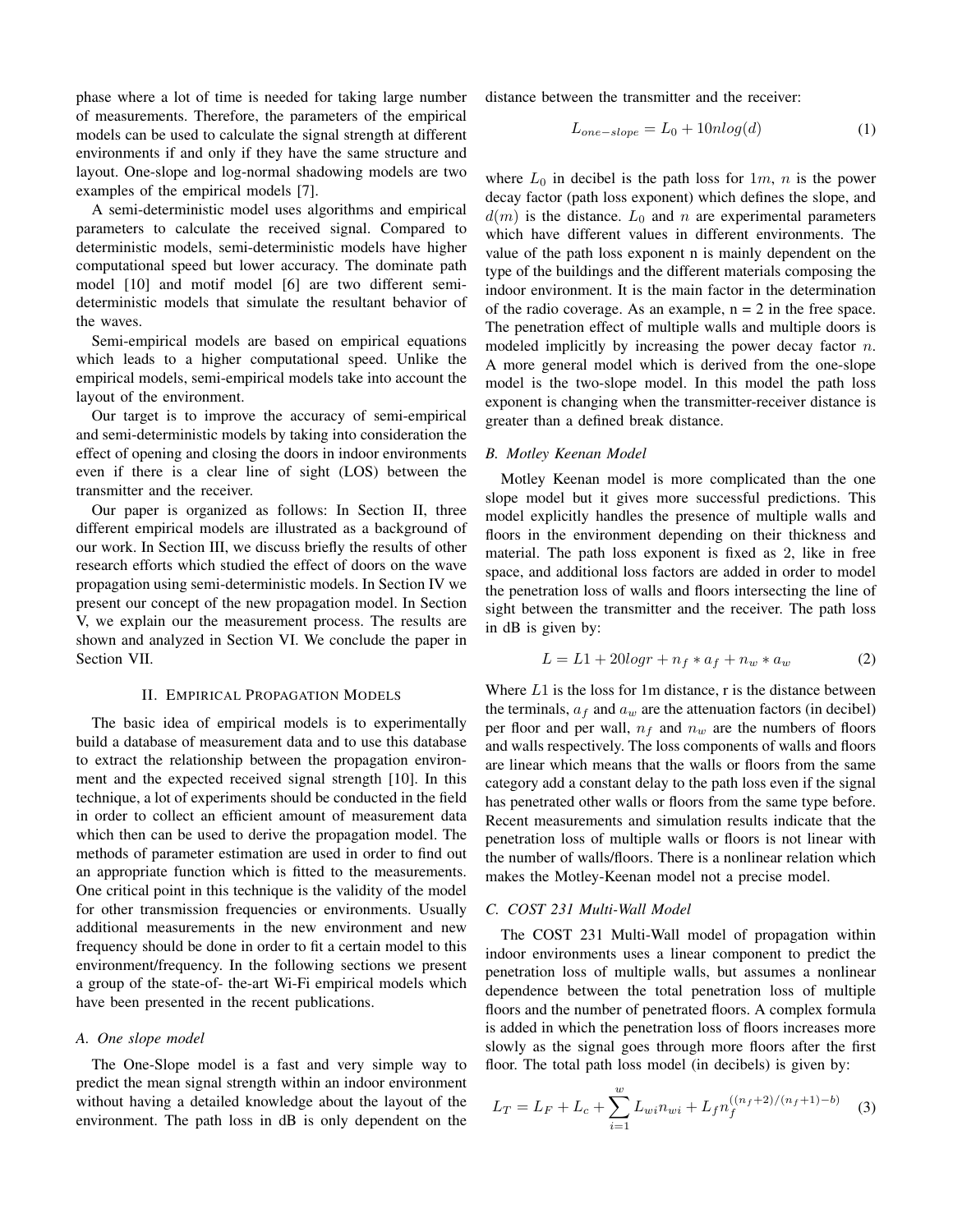phase where a lot of time is needed for taking large number of measurements. Therefore, the parameters of the empirical models can be used to calculate the signal strength at different environments if and only if they have the same structure and layout. One-slope and log-normal shadowing models are two examples of the empirical models [7].

A semi-deterministic model uses algorithms and empirical parameters to calculate the received signal. Compared to deterministic models, semi-deterministic models have higher computational speed but lower accuracy. The dominate path model [10] and motif model [6] are two different semi-deterministic models that simulate the resultant behavior of the waves.

Semi-empirical models are based on empirical equations which leads to a higher computational speed. Unlike the empirical models, semi-empirical models take into account the layout of the environment.

Our target is to improve the accuracy of semi-empirical and semi-deterministic models by taking into consideration the effect of opening and closing the doors in indoor environments even if there is a clear line of sight (LOS) between the transmitter and the receiver.

Our paper is organized as follows: In Section II, three different empirical models are illustrated as a background of our work. In Section III, we discuss briefly the results of other research efforts which studied the effect of doors on the wave propagation using semi-deterministic models. In Section IV we present our concept of the new propagation model. In Section V, we explain our the measurement process. The results are shown and analyzed in Section VI. We conclude the paper in Section VII.

## II. Empirical Propagation Models

The basic idea of empirical models is to experimentally build a database of measurement data and to use this database to extract the relationship between the propagation environment and the expected received signal strength [10]. In this technique, a lot of experiments should be conducted in the field in order to collect an efficient amount of measurement data which then can be used to derive the propagation model. The methods of parameter estimation are used in order to find out an appropriate function which is fitted to the measurements. One critical point in this technique is the validity of the model for other transmission frequencies or environments. Usually additional measurements in the new environment and new frequency should be done in order to fit a certain model to this environment/frequency. In the following sections we present a group of the state-of- the-art Wi-Fi empirical models which have been presented in the recent publications.

### *A. One slope model*

The One-Slope model is a fast and very simple way to predict the mean signal strength within an indoor environment without having a detailed knowledge about the layout of the environment. The path loss in dB is only dependent on the distance between the transmitter and the receiver:

$$L_{one-slope} = L_0 + 10nlog(d) \tag{1}$$

where $L_0$ in decibel is the path loss for $1m$, $n$ is the power decay factor (path loss exponent) which defines the slope, and $d(m)$ is the distance. $L_0$ and $n$ are experimental parameters which have different values in different environments. The value of the path loss exponent n is mainly dependent on the type of the buildings and the different materials composing the indoor environment. It is the main factor in the determination of the radio coverage. As an example, n = 2 in the free space. The penetration effect of multiple walls and multiple doors is modeled implicitly by increasing the power decay factor $n$. A more general model which is derived from the one-slope model is the two-slope model. In this model the path loss exponent is changing when the transmitter-receiver distance is greater than a defined break distance.

### *B. Motley Keenan Model*

Motley Keenan model is more complicated than the one slope model but it gives more successful predictions. This model explicitly handles the presence of multiple walls and floors in the environment depending on their thickness and material. The path loss exponent is fixed as 2, like in free space, and additional loss factors are added in order to model the penetration loss of walls and floors intersecting the line of sight between the transmitter and the receiver. The path loss in dB is given by:

$$L = L1 + 20logr + n_f * a_f + n_w * a_w \tag{2}$$

Where $L1$ is the loss for 1m distance, r is the distance between the terminals, $a_f$ and $a_w$ are the attenuation factors (in decibel) per floor and per wall, $n_f$ and $n_w$ are the numbers of floors and walls respectively. The loss components of walls and floors are linear which means that the walls or floors from the same category add a constant delay to the path loss even if the signal has penetrated other walls or floors from the same type before. Recent measurements and simulation results indicate that the penetration loss of multiple walls or floors is not linear with the number of walls/floors. There is a nonlinear relation which makes the Motley-Keenan model not a precise model.

### *C. COST 231 Multi-Wall Model*

The COST 231 Multi-Wall model of propagation within indoor environments uses a linear component to predict the penetration loss of multiple walls, but assumes a nonlinear dependence between the total penetration loss of multiple floors and the number of penetrated floors. A complex formula is added in which the penetration loss of floors increases more slowly as the signal goes through more floors after the first floor. The total path loss model (in decibels) is given by:

$$L_T = L_F + L_c + \sum_{i=1}^{w} L_{wi} n_{wi} + L_f n_f^{((n_f+2)/(n_f+1)-b)} \tag{3}$$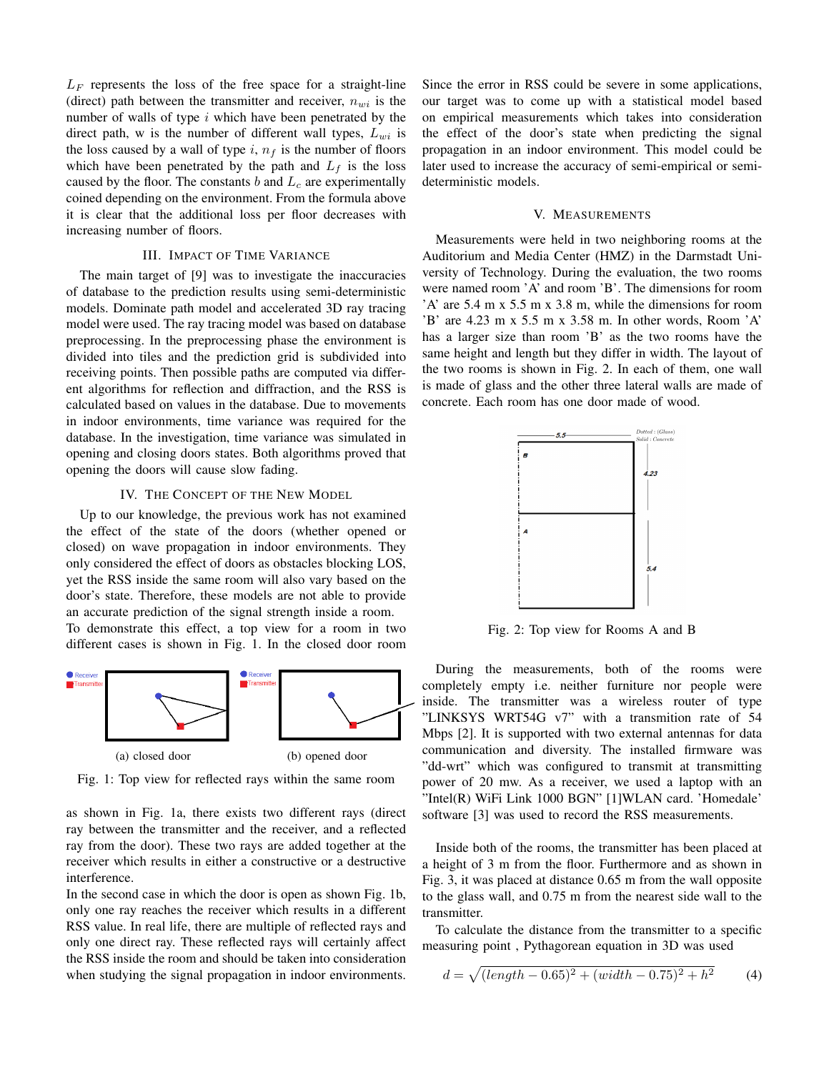$L_F$ represents the loss of the free space for a straight-line (direct) path between the transmitter and receiver, $n_{wi}$ is the number of walls of type $i$ which have been penetrated by the direct path, w is the number of different wall types, $L_{wi}$ is the loss caused by a wall of type $i$, $n_f$ is the number of floors which have been penetrated by the path and $L_f$ is the loss caused by the floor. The constants $b$ and $L_c$ are experimentally coined depending on the environment. From the formula above it is clear that the additional loss per floor decreases with increasing number of floors.

## III. Impact of Time Variance

The main target of [9] was to investigate the inaccuracies of database to the prediction results using semi-deterministic models. Dominate path model and accelerated 3D ray tracing model were used. The ray tracing model was based on database preprocessing. In the preprocessing phase the environment is divided into tiles and the prediction grid is subdivided into receiving points. Then possible paths are computed via different algorithms for reflection and diffraction, and the RSS is calculated based on values in the database. Due to movements in indoor environments, time variance was required for the database. In the investigation, time variance was simulated in opening and closing doors states. Both algorithms proved that opening the doors will cause slow fading.

## IV. The Concept of the New Model

Up to our knowledge, the previous work has not examined the effect of the state of the doors (whether opened or closed) on wave propagation in indoor environments. They only considered the effect of doors as obstacles blocking LOS, yet the RSS inside the same room will also vary based on the door's state. Therefore, these models are not able to provide an accurate prediction of the signal strength inside a room.
To demonstrate this effect, a top view for a room in two different cases is shown in Fig. 1. In the closed door room as shown in Fig. 1a, there exists two different rays (direct ray between the transmitter and the receiver, and a reflected ray from the door). These two rays are added together at the receiver which results in either a constructive or a destructive interference.

(a) closed door (b) opened door

Fig. 1: Top view for reflected rays within the same room

In the second case in which the door is open as shown Fig. 1b, only one ray reaches the receiver which results in a different RSS value. In real life, there are multiple of reflected rays and only one direct ray. These reflected rays will certainly affect the RSS inside the room and should be taken into consideration when studying the signal propagation in indoor environments.

Since the error in RSS could be severe in some applications, our target was to come up with a statistical model based on empirical measurements which takes into consideration the effect of the door's state when predicting the signal propagation in an indoor environment. This model could be later used to increase the accuracy of semi-empirical or semi-deterministic models.

## V. Measurements

Measurements were held in two neighboring rooms at the Auditorium and Media Center (HMZ) in the Darmstadt University of Technology. During the evaluation, the two rooms were named room 'A' and room 'B'. The dimensions for room 'A' are 5.4 m x 5.5 m x 3.8 m, while the dimensions for room 'B' are 4.23 m x 5.5 m x 3.58 m. In other words, Room 'A' has a larger size than room 'B' as the two rooms have the same height and length but they differ in width. The layout of the two rooms is shown in Fig. 2. In each of them, one wall is made of glass and the other three lateral walls are made of concrete. Each room has one door made of wood.

Fig. 2: Top view for Rooms A and B

During the measurements, both of the rooms were completely empty i.e. neither furniture nor people were inside. The transmitter was a wireless router of type "LINKSYS WRT54G v7" with a transmition rate of 54 Mbps [2]. It is supported with two external antennas for data communication and diversity. The installed firmware was "dd-wrt" which was configured to transmit at transmitting power of 20 mw. As a receiver, we used a laptop with an "Intel(R) WiFi Link 1000 BGN" [1]WLAN card. 'Homedale' software [3] was used to record the RSS measurements.

Inside both of the rooms, the transmitter has been placed at a height of 3 m from the floor. Furthermore and as shown in Fig. 3, it was placed at distance 0.65 m from the wall opposite to the glass wall, and 0.75 m from the nearest side wall to the transmitter.

To calculate the distance from the transmitter to a specific measuring point , Pythagorean equation in 3D was used

$$d = \sqrt{(length - 0.65)^2 + (width - 0.75)^2 + h^2} \quad (4)$$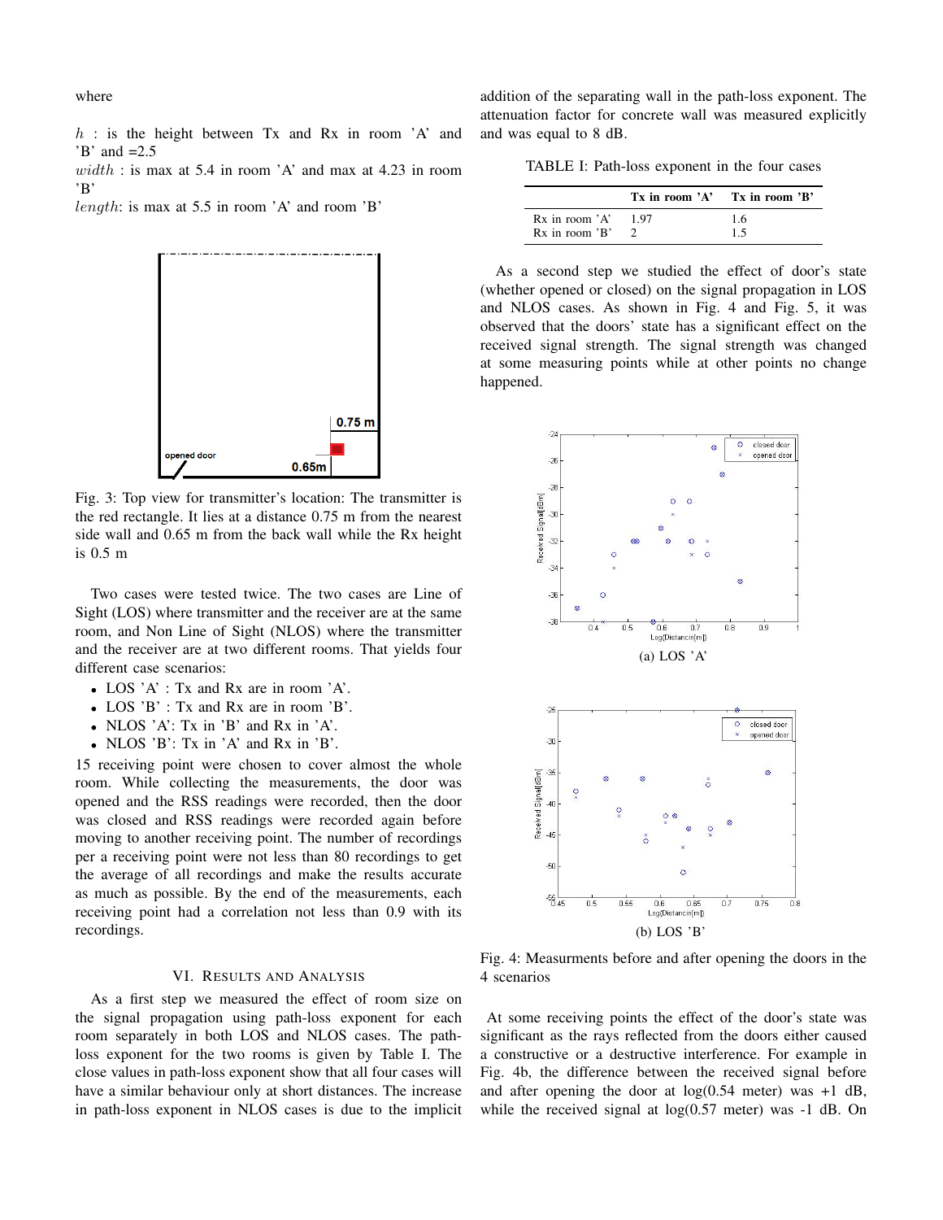where

$h$ : is the height between Tx and Rx in room 'A' and 'B' and =2.5

$width$ : is max at 5.4 in room 'A' and max at 4.23 in room 'B'

$length$: is max at 5.5 in room 'A' and room 'B'

Fig. 3: Top view for transmitter's location: The transmitter is the red rectangle. It lies at a distance 0.75 m from the nearest side wall and 0.65 m from the back wall while the Rx height is 0.5 m

Two cases were tested twice. The two cases are Line of Sight (LOS) where transmitter and the receiver are at the same room, and Non Line of Sight (NLOS) where the transmitter and the receiver are at two different rooms. That yields four different case scenarios:

- LOS 'A' : Tx and Rx are in room 'A'.
- LOS 'B' : Tx and Rx are in room 'B'.
- NLOS 'A': Tx in 'B' and Rx in 'A'.
- NLOS 'B': Tx in 'A' and Rx in 'B'.

15 receiving point were chosen to cover almost the whole room. While collecting the measurements, the door was opened and the RSS readings were recorded, then the door was closed and RSS readings were recorded again before moving to another receiving point. The number of recordings per a receiving point were not less than 80 recordings to get the average of all recordings and make the results accurate as much as possible. By the end of the measurements, each receiving point had a correlation not less than 0.9 with its recordings.

## VI. Results and Analysis

As a first step we measured the effect of room size on the signal propagation using path-loss exponent for each room separately in both LOS and NLOS cases. The path-loss exponent for the two rooms is given by Table I. The close values in path-loss exponent show that all four cases will have a similar behaviour only at short distances. The increase in path-loss exponent in NLOS cases is due to the implicit addition of the separating wall in the path-loss exponent. The attenuation factor for concrete wall was measured explicitly and was equal to 8 dB.

TABLE I: Path-loss exponent in the four cases

| | **Tx in room 'A'** | **Tx in room 'B'** |
|---|---|---|
| Rx in room 'A' | 1.97 | 1.6 |
| Rx in room 'B' | 2 | 1.5 |

As a second step we studied the effect of door's state (whether opened or closed) on the signal propagation in LOS and NLOS cases. As shown in Fig. 4 and Fig. 5, it was observed that the doors' state has a significant effect on the received signal strength. The signal strength was changed at some measuring points while at other points no change happened.

(a) LOS 'A'

(b) LOS 'B'

Fig. 4: Measurments before and after opening the doors in the 4 scenarios

At some receiving points the effect of the door's state was significant as the rays reflected from the doors either caused a constructive or a destructive interference. For example in Fig. 4b, the difference between the received signal before and after opening the door at log(0.54 meter) was +1 dB, while the received signal at log(0.57 meter) was -1 dB. On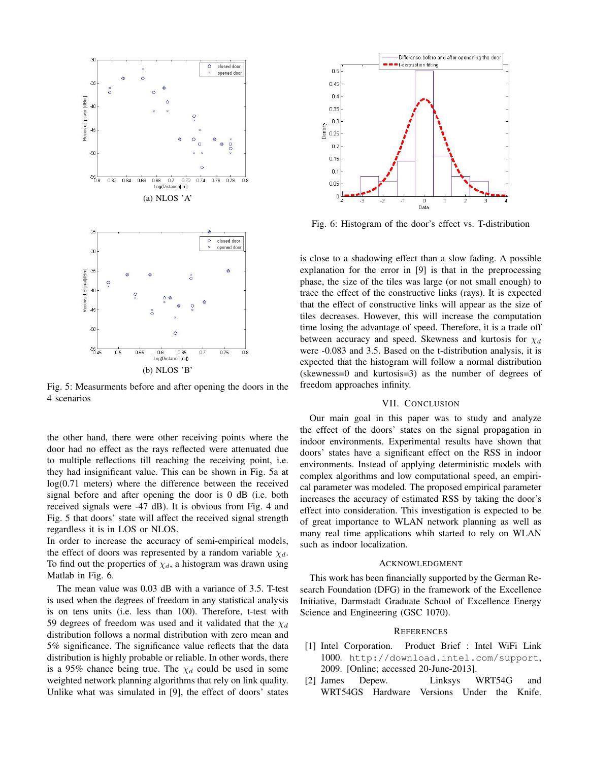(a) NLOS 'A'

(b) NLOS 'B'

Fig. 5: Measurments before and after opening the doors in the 4 scenarios

the other hand, there were other receiving points where the door had no effect as the rays reflected were attenuated due to multiple reflections till reaching the receiving point, i.e. they had insignificant value. This can be shown in Fig. 5a at log(0.71 meters) where the difference between the received signal before and after opening the door is 0 dB (i.e. both received signals were -47 dB). It is obvious from Fig. 4 and Fig. 5 that doors' state will affect the received signal strength regardless it is in LOS or NLOS.
In order to increase the accuracy of semi-empirical models, the effect of doors was represented by a random variable $\chi_d$. To find out the properties of $\chi_d$, a histogram was drawn using Matlab in Fig. 6.

The mean value was 0.03 dB with a variance of 3.5. T-test is used when the degrees of freedom in any statistical analysis is on tens units (i.e. less than 100). Therefore, t-test with 59 degrees of freedom was used and it validated that the $\chi_d$ distribution follows a normal distribution with zero mean and 5% significance. The significance value reflects that the data distribution is highly probable or reliable. In other words, there is a 95% chance being true. The $\chi_d$ could be used in some weighted network planning algorithms that rely on link quality. Unlike what was simulated in [9], the effect of doors' states

Fig. 6: Histogram of the door's effect vs. T-distribution

is close to a shadowing effect than a slow fading. A possible explanation for the error in [9] is that in the preprocessing phase, the size of the tiles was large (or not small enough) to trace the effect of the constructive links (rays). It is expected that the effect of constructive links will appear as the size of tiles decreases. However, this will increase the computation time losing the advantage of speed. Therefore, it is a trade off between accuracy and speed. Skewness and kurtosis for $\chi_d$ were -0.083 and 3.5. Based on the t-distribution analysis, it is expected that the histogram will follow a normal distribution (skewness=0 and kurtosis=3) as the number of degrees of freedom approaches infinity.

## VII. Conclusion

Our main goal in this paper was to study and analyze the effect of the doors' states on the signal propagation in indoor environments. Experimental results have shown that doors' states have a significant effect on the RSS in indoor environments. Instead of applying deterministic models with complex algorithms and low computational speed, an empirical parameter was modeled. The proposed empirical parameter increases the accuracy of estimated RSS by taking the door's effect into consideration. This investigation is expected to be of great importance to WLAN network planning as well as many real time applications whih started to rely on WLAN such as indoor localization.

## Acknowledgment

This work has been financially supported by the German Research Foundation (DFG) in the framework of the Excellence Initiative, Darmstadt Graduate School of Excellence Energy Science and Engineering (GSC 1070).

## References

[1] Intel Corporation. Product Brief : Intel WiFi Link 1000. `http://download.intel.com/support`, 2009. [Online; accessed 20-June-2013].

[2] James Depew. Linksys WRT54G and WRT54GS Hardware Versions Under the Knife.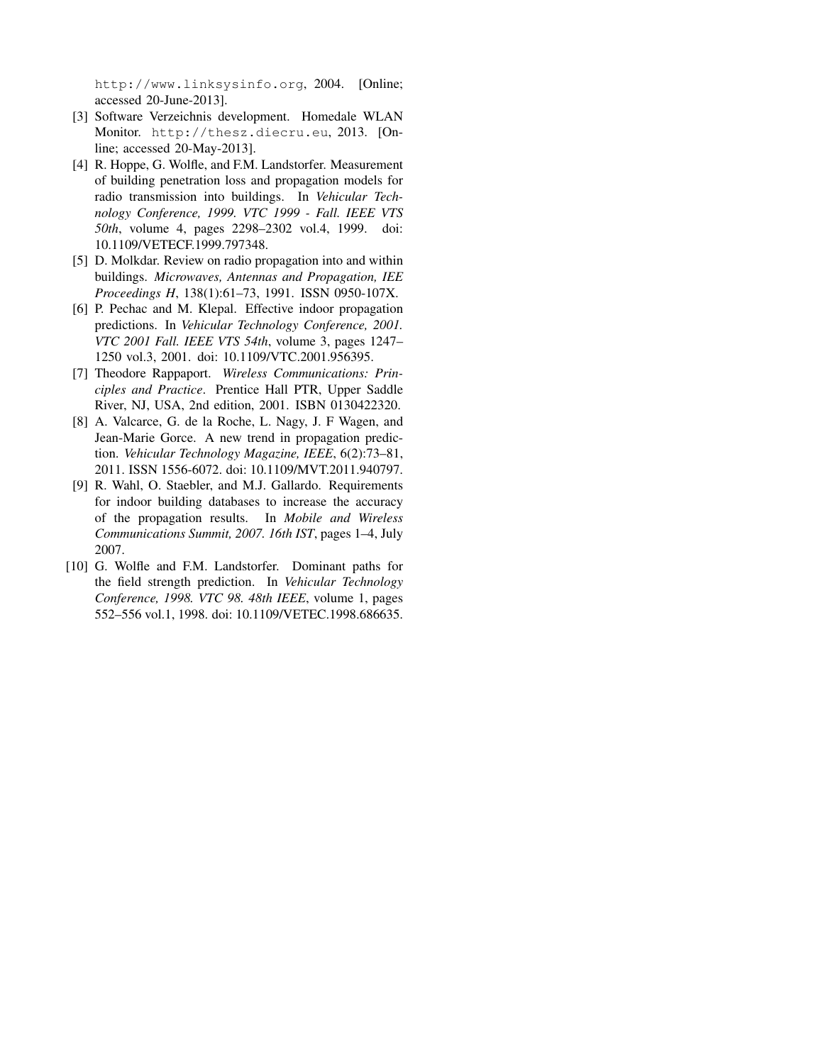http://www.linksysinfo.org, 2004. [Online; accessed 20-June-2013].

[3] Software Verzeichnis development. Homedale WLAN Monitor. http://thesz.diecru.eu, 2013. [Online; accessed 20-May-2013].

[4] R. Hoppe, G. Wolfle, and F.M. Landstorfer. Measurement of building penetration loss and propagation models for radio transmission into buildings. In *Vehicular Technology Conference, 1999. VTC 1999 - Fall. IEEE VTS 50th*, volume 4, pages 2298–2302 vol.4, 1999. doi: 10.1109/VETECF.1999.797348.

[5] D. Molkdar. Review on radio propagation into and within buildings. *Microwaves, Antennas and Propagation, IEE Proceedings H*, 138(1):61–73, 1991. ISSN 0950-107X.

[6] P. Pechac and M. Klepal. Effective indoor propagation predictions. In *Vehicular Technology Conference, 2001. VTC 2001 Fall. IEEE VTS 54th*, volume 3, pages 1247–1250 vol.3, 2001. doi: 10.1109/VTC.2001.956395.

[7] Theodore Rappaport. *Wireless Communications: Principles and Practice*. Prentice Hall PTR, Upper Saddle River, NJ, USA, 2nd edition, 2001. ISBN 0130422320.

[8] A. Valcarce, G. de la Roche, L. Nagy, J. F Wagen, and Jean-Marie Gorce. A new trend in propagation prediction. *Vehicular Technology Magazine, IEEE*, 6(2):73–81, 2011. ISSN 1556-6072. doi: 10.1109/MVT.2011.940797.

[9] R. Wahl, O. Staebler, and M.J. Gallardo. Requirements for indoor building databases to increase the accuracy of the propagation results. In *Mobile and Wireless Communications Summit, 2007. 16th IST*, pages 1–4, July 2007.

[10] G. Wolfle and F.M. Landstorfer. Dominant paths for the field strength prediction. In *Vehicular Technology Conference, 1998. VTC 98. 48th IEEE*, volume 1, pages 552–556 vol.1, 1998. doi: 10.1109/VETEC.1998.686635.